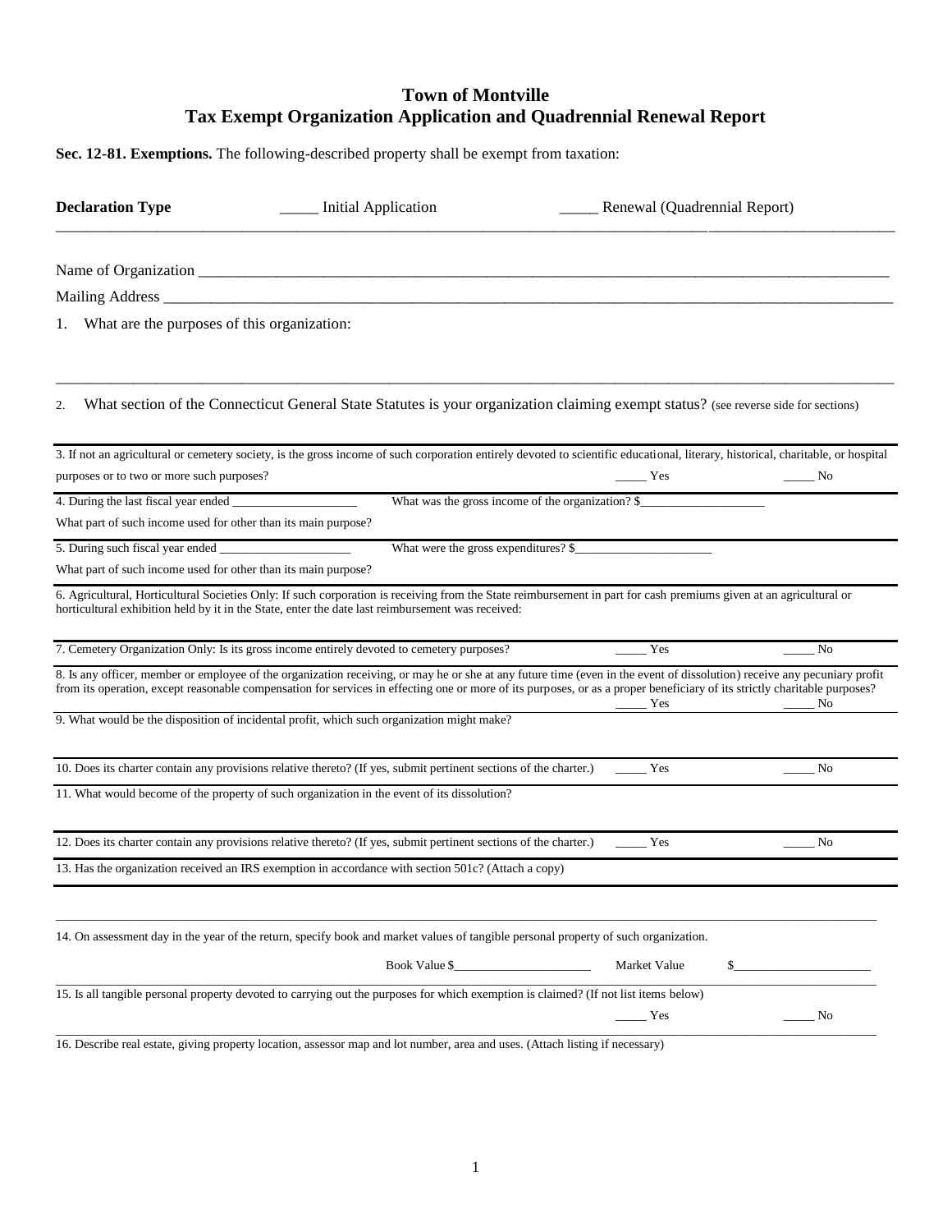# Town of Montville
## Tax Exempt Organization Application and Quadrennial Renewal Report

**Sec. 12-81. Exemptions.** The following-described property shall be exempt from taxation:

**Declaration Type** _____ Initial Application _____ Renewal (Quadrennial Report)

Name of Organization ______________________________________________

Mailing Address ______________________________________________

1. What are the purposes of this organization:

______________________________________________

2. What section of the Connecticut General State Statutes is your organization claiming exempt status? (see reverse side for sections)

3. If not an agricultural or cemetery society, is the gross income of such corporation entirely devoted to scientific educational, literary, historical, charitable, or hospital purposes or to two or more such purposes? _____ Yes _____ No

4. During the last fiscal year ended ____________________ What was the gross income of the organization? $____________________

What part of such income used for other than its main purpose?

5. During such fiscal year ended ____________________ What were the gross expenditures? $____________________

What part of such income used for other than its main purpose?

6. Agricultural, Horticultural Societies Only: If such corporation is receiving from the State reimbursement in part for cash premiums given at an agricultural or horticultural exhibition held by it in the State, enter the date last reimbursement was received:

7. Cemetery Organization Only: Is its gross income entirely devoted to cemetery purposes? _____ Yes _____ No

8. Is any officer, member or employee of the organization receiving, or may he or she at any future time (even in the event of dissolution) receive any pecuniary profit from its operation, except reasonable compensation for services in effecting one or more of its purposes, or as a proper beneficiary of its strictly charitable purposes? _____ Yes _____ No

9. What would be the disposition of incidental profit, which such organization might make?

10. Does its charter contain any provisions relative thereto? (If yes, submit pertinent sections of the charter.) _____ Yes _____ No

11. What would become of the property of such organization in the event of its dissolution?

12. Does its charter contain any provisions relative thereto? (If yes, submit pertinent sections of the charter.) _____ Yes _____ No

13. Has the organization received an IRS exemption in accordance with section 501c? (Attach a copy)

14. On assessment day in the year of the return, specify book and market values of tangible personal property of such organization.

Book Value $____________________ Market Value $____________________

15. Is all tangible personal property devoted to carrying out the purposes for which exemption is claimed? (If not list items below) _____ Yes _____ No

16. Describe real estate, giving property location, assessor map and lot number, area and uses. (Attach listing if necessary)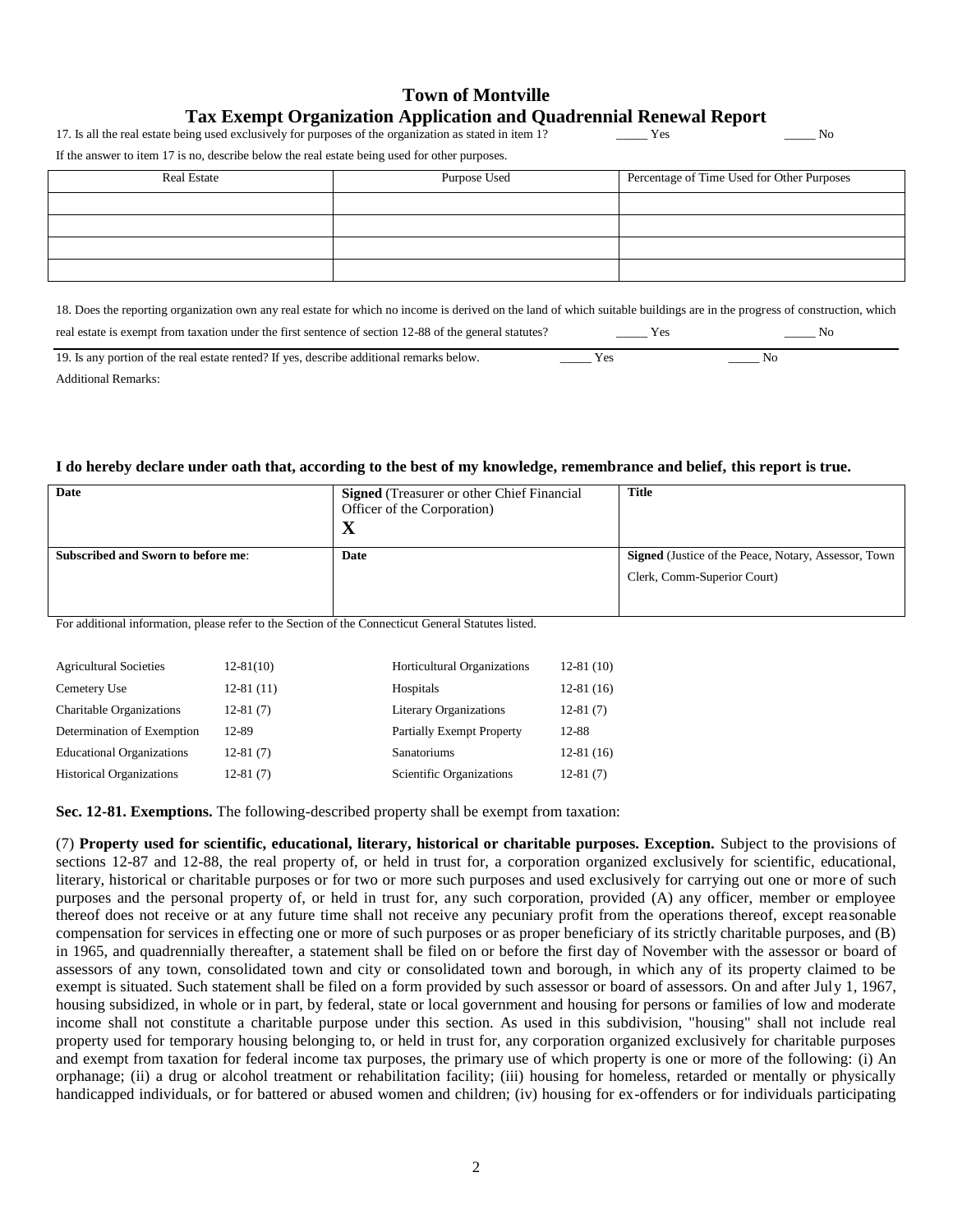## Town of Montville

## Tax Exempt Organization Application and Quadrennial Renewal Report

17. Is all the real estate being used exclusively for purposes of the organization as stated in item 1? _____ Yes _____ No

If the answer to item 17 is no, describe below the real estate being used for other purposes.

| Real Estate | Purpose Used | Percentage of Time Used for Other Purposes |
|---|---|---|
| | | |
| | | |
| | | |
| | | |

18. Does the reporting organization own any real estate for which no income is derived on the land of which suitable buildings are in the progress of construction, which real estate is exempt from taxation under the first sentence of section 12-88 of the general statutes? _____ Yes _____ No

19. Is any portion of the real estate rented? If yes, describe additional remarks below. _____ Yes _____ No

Additional Remarks:

**I do hereby declare under oath that, according to the best of my knowledge, remembrance and belief, this report is true.**

| **Date** | **Signed** (Treasurer or other Chief Financial Officer of the Corporation) **X** | **Title** |
|---|---|---|
| **Subscribed and Sworn to before me**: | **Date** | **Signed** (Justice of the Peace, Notary, Assessor, Town Clerk, Comm-Superior Court) |

For additional information, please refer to the Section of the Connecticut General Statutes listed.

| | | | |
|---|---|---|---|
| Agricultural Societies | 12-81(10) | Horticultural Organizations | 12-81 (10) |
| Cemetery Use | 12-81 (11) | Hospitals | 12-81 (16) |
| Charitable Organizations | 12-81 (7) | Literary Organizations | 12-81 (7) |
| Determination of Exemption | 12-89 | Partially Exempt Property | 12-88 |
| Educational Organizations | 12-81 (7) | Sanatoriums | 12-81 (16) |
| Historical Organizations | 12-81 (7) | Scientific Organizations | 12-81 (7) |

**Sec. 12-81. Exemptions.** The following-described property shall be exempt from taxation:

(7) **Property used for scientific, educational, literary, historical or charitable purposes. Exception.** Subject to the provisions of sections 12-87 and 12-88, the real property of, or held in trust for, a corporation organized exclusively for scientific, educational, literary, historical or charitable purposes or for two or more such purposes and used exclusively for carrying out one or more of such purposes and the personal property of, or held in trust for, any such corporation, provided (A) any officer, member or employee thereof does not receive or at any future time shall not receive any pecuniary profit from the operations thereof, except reasonable compensation for services in effecting one or more of such purposes or as proper beneficiary of its strictly charitable purposes, and (B) in 1965, and quadrennially thereafter, a statement shall be filed on or before the first day of November with the assessor or board of assessors of any town, consolidated town and city or consolidated town and borough, in which any of its property claimed to be exempt is situated. Such statement shall be filed on a form provided by such assessor or board of assessors. On and after July 1, 1967, housing subsidized, in whole or in part, by federal, state or local government and housing for persons or families of low and moderate income shall not constitute a charitable purpose under this section. As used in this subdivision, "housing" shall not include real property used for temporary housing belonging to, or held in trust for, any corporation organized exclusively for charitable purposes and exempt from taxation for federal income tax purposes, the primary use of which property is one or more of the following: (i) An orphanage; (ii) a drug or alcohol treatment or rehabilitation facility; (iii) housing for homeless, retarded or mentally or physically handicapped individuals, or for battered or abused women and children; (iv) housing for ex-offenders or for individuals participating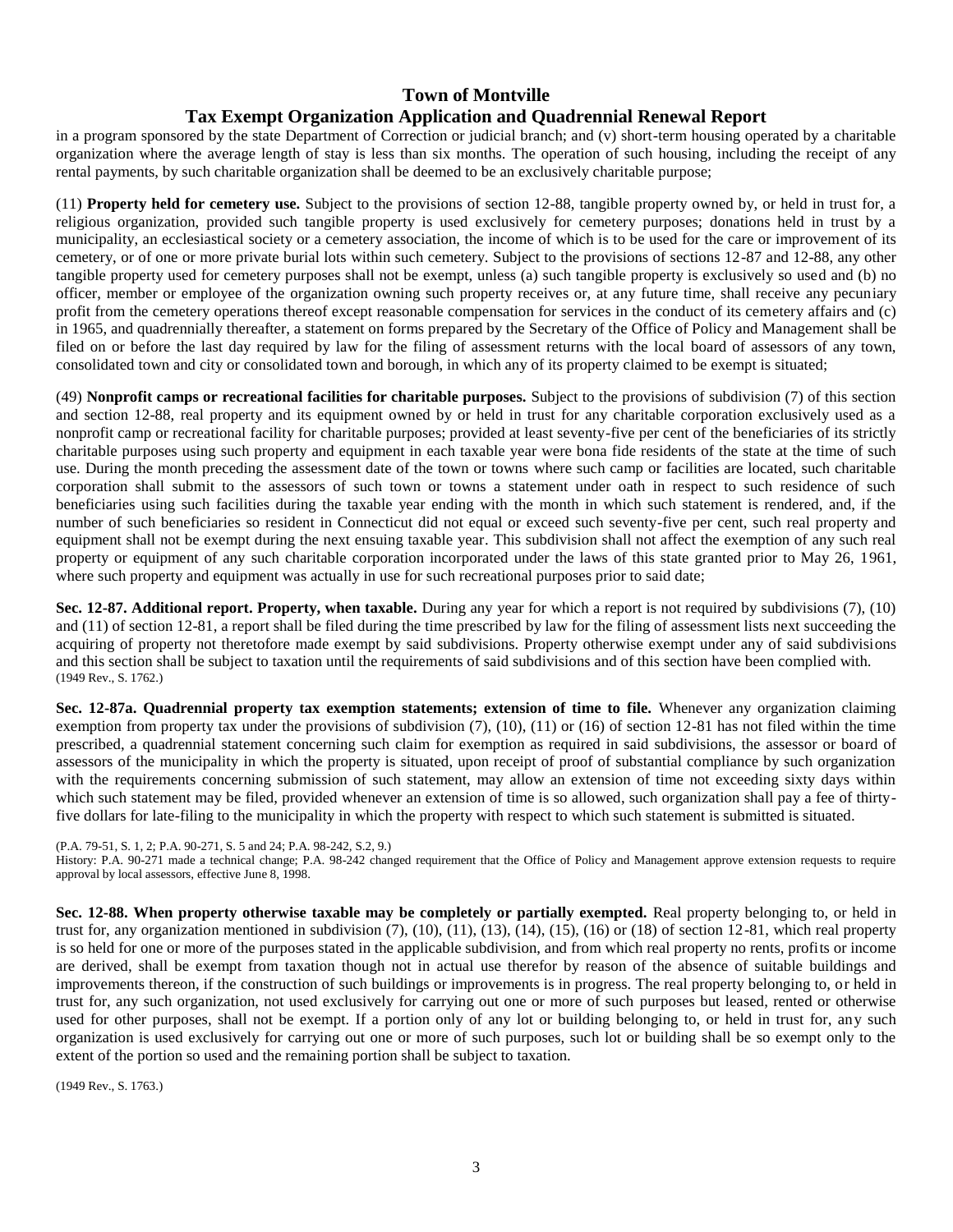in a program sponsored by the state Department of Correction or judicial branch; and (v) short-term housing operated by a charitable organization where the average length of stay is less than six months. The operation of such housing, including the receipt of any rental payments, by such charitable organization shall be deemed to be an exclusively charitable purpose;

(11) **Property held for cemetery use.** Subject to the provisions of section 12-88, tangible property owned by, or held in trust for, a religious organization, provided such tangible property is used exclusively for cemetery purposes; donations held in trust by a municipality, an ecclesiastical society or a cemetery association, the income of which is to be used for the care or improvement of its cemetery, or of one or more private burial lots within such cemetery. Subject to the provisions of sections 12-87 and 12-88, any other tangible property used for cemetery purposes shall not be exempt, unless (a) such tangible property is exclusively so used and (b) no officer, member or employee of the organization owning such property receives or, at any future time, shall receive any pecuniary profit from the cemetery operations thereof except reasonable compensation for services in the conduct of its cemetery affairs and (c) in 1965, and quadrennially thereafter, a statement on forms prepared by the Secretary of the Office of Policy and Management shall be filed on or before the last day required by law for the filing of assessment returns with the local board of assessors of any town, consolidated town and city or consolidated town and borough, in which any of its property claimed to be exempt is situated;

(49) **Nonprofit camps or recreational facilities for charitable purposes.** Subject to the provisions of subdivision (7) of this section and section 12-88, real property and its equipment owned by or held in trust for any charitable corporation exclusively used as a nonprofit camp or recreational facility for charitable purposes; provided at least seventy-five per cent of the beneficiaries of its strictly charitable purposes using such property and equipment in each taxable year were bona fide residents of the state at the time of such use. During the month preceding the assessment date of the town or towns where such camp or facilities are located, such charitable corporation shall submit to the assessors of such town or towns a statement under oath in respect to such residence of such beneficiaries using such facilities during the taxable year ending with the month in which such statement is rendered, and, if the number of such beneficiaries so resident in Connecticut did not equal or exceed such seventy-five per cent, such real property and equipment shall not be exempt during the next ensuing taxable year. This subdivision shall not affect the exemption of any such real property or equipment of any such charitable corporation incorporated under the laws of this state granted prior to May 26, 1961, where such property and equipment was actually in use for such recreational purposes prior to said date;

**Sec. 12-87. Additional report. Property, when taxable.** During any year for which a report is not required by subdivisions (7), (10) and (11) of section 12-81, a report shall be filed during the time prescribed by law for the filing of assessment lists next succeeding the acquiring of property not theretofore made exempt by said subdivisions. Property otherwise exempt under any of said subdivisions and this section shall be subject to taxation until the requirements of said subdivisions and of this section have been complied with.
(1949 Rev., S. 1762.)

**Sec. 12-87a. Quadrennial property tax exemption statements; extension of time to file.** Whenever any organization claiming exemption from property tax under the provisions of subdivision (7), (10), (11) or (16) of section 12-81 has not filed within the time prescribed, a quadrennial statement concerning such claim for exemption as required in said subdivisions, the assessor or board of assessors of the municipality in which the property is situated, upon receipt of proof of substantial compliance by such organization with the requirements concerning submission of such statement, may allow an extension of time not exceeding sixty days within which such statement may be filed, provided whenever an extension of time is so allowed, such organization shall pay a fee of thirty-five dollars for late-filing to the municipality in which the property with respect to which such statement is submitted is situated.

(P.A. 79-51, S. 1, 2; P.A. 90-271, S. 5 and 24; P.A. 98-242, S.2, 9.)
History: P.A. 90-271 made a technical change; P.A. 98-242 changed requirement that the Office of Policy and Management approve extension requests to require approval by local assessors, effective June 8, 1998.

**Sec. 12-88. When property otherwise taxable may be completely or partially exempted.** Real property belonging to, or held in trust for, any organization mentioned in subdivision (7), (10), (11), (13), (14), (15), (16) or (18) of section 12-81, which real property is so held for one or more of the purposes stated in the applicable subdivision, and from which real property no rents, profits or income are derived, shall be exempt from taxation though not in actual use therefor by reason of the absence of suitable buildings and improvements thereon, if the construction of such buildings or improvements is in progress. The real property belonging to, or held in trust for, any such organization, not used exclusively for carrying out one or more of such purposes but leased, rented or otherwise used for other purposes, shall not be exempt. If a portion only of any lot or building belonging to, or held in trust for, any such organization is used exclusively for carrying out one or more of such purposes, such lot or building shall be so exempt only to the extent of the portion so used and the remaining portion shall be subject to taxation.

(1949 Rev., S. 1763.)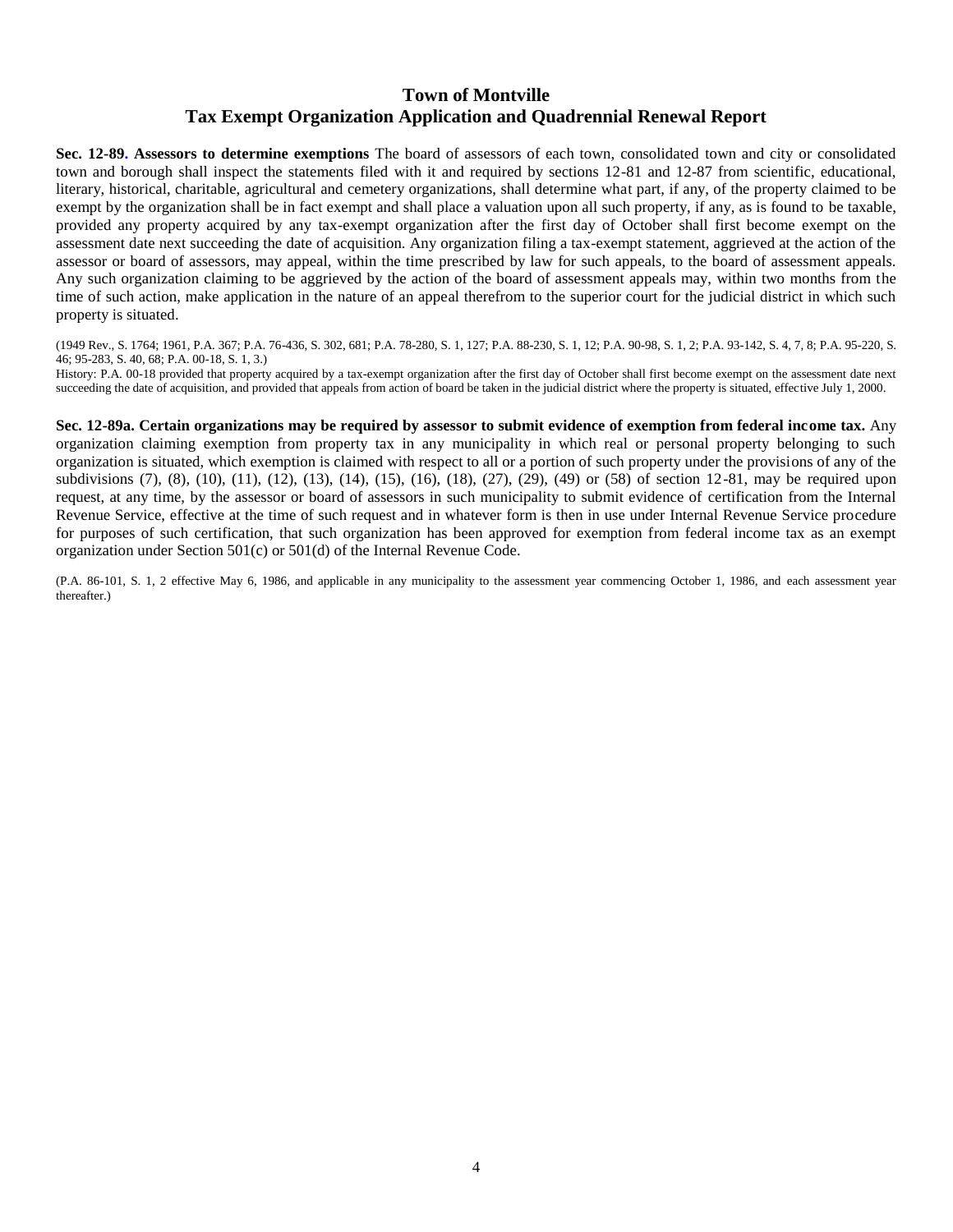# Town of Montville
## Tax Exempt Organization Application and Quadrennial Renewal Report

**Sec. 12-89. Assessors to determine exemptions** The board of assessors of each town, consolidated town and city or consolidated town and borough shall inspect the statements filed with it and required by sections 12-81 and 12-87 from scientific, educational, literary, historical, charitable, agricultural and cemetery organizations, shall determine what part, if any, of the property claimed to be exempt by the organization shall be in fact exempt and shall place a valuation upon all such property, if any, as is found to be taxable, provided any property acquired by any tax-exempt organization after the first day of October shall first become exempt on the assessment date next succeeding the date of acquisition. Any organization filing a tax-exempt statement, aggrieved at the action of the assessor or board of assessors, may appeal, within the time prescribed by law for such appeals, to the board of assessment appeals. Any such organization claiming to be aggrieved by the action of the board of assessment appeals may, within two months from the time of such action, make application in the nature of an appeal therefrom to the superior court for the judicial district in which such property is situated.

(1949 Rev., S. 1764; 1961, P.A. 367; P.A. 76-436, S. 302, 681; P.A. 78-280, S. 1, 127; P.A. 88-230, S. 1, 12; P.A. 90-98, S. 1, 2; P.A. 93-142, S. 4, 7, 8; P.A. 95-220, S. 46; 95-283, S. 40, 68; P.A. 00-18, S. 1, 3.)
History: P.A. 00-18 provided that property acquired by a tax-exempt organization after the first day of October shall first become exempt on the assessment date next succeeding the date of acquisition, and provided that appeals from action of board be taken in the judicial district where the property is situated, effective July 1, 2000.

**Sec. 12-89a. Certain organizations may be required by assessor to submit evidence of exemption from federal income tax.** Any organization claiming exemption from property tax in any municipality in which real or personal property belonging to such organization is situated, which exemption is claimed with respect to all or a portion of such property under the provisions of any of the subdivisions (7), (8), (10), (11), (12), (13), (14), (15), (16), (18), (27), (29), (49) or (58) of section 12-81, may be required upon request, at any time, by the assessor or board of assessors in such municipality to submit evidence of certification from the Internal Revenue Service, effective at the time of such request and in whatever form is then in use under Internal Revenue Service procedure for purposes of such certification, that such organization has been approved for exemption from federal income tax as an exempt organization under Section 501(c) or 501(d) of the Internal Revenue Code.

(P.A. 86-101, S. 1, 2 effective May 6, 1986, and applicable in any municipality to the assessment year commencing October 1, 1986, and each assessment year thereafter.)